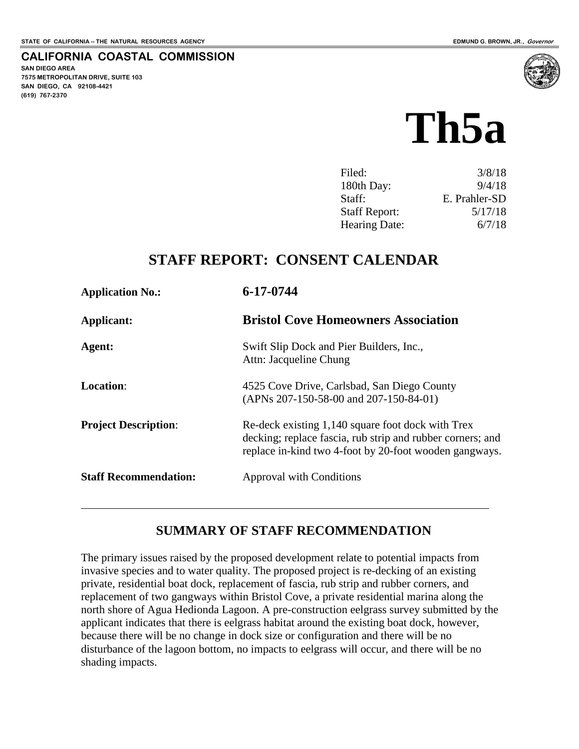STATE OF CALIFORNIA -- THE NATURAL RESOURCES AGENCY

EDMUND G. BROWN, JR., *Governor*

**CALIFORNIA COASTAL COMMISSION**
SAN DIEGO AREA
7575 METROPOLITAN DRIVE, SUITE 103
SAN DIEGO, CA 92108-4421
(619) 767-2370

# Th5a

| | |
|---|---|
| Filed: | 3/8/18 |
| 180th Day: | 9/4/18 |
| Staff: | E. Prahler-SD |
| Staff Report: | 5/17/18 |
| Hearing Date: | 6/7/18 |

## STAFF REPORT: CONSENT CALENDAR

| | |
|---|---|
| **Application No.:** | **6-17-0744** |
| **Applicant:** | **Bristol Cove Homeowners Association** |
| **Agent:** | Swift Slip Dock and Pier Builders, Inc., Attn: Jacqueline Chung |
| **Location**: | 4525 Cove Drive, Carlsbad, San Diego County (APNs 207-150-58-00 and 207-150-84-01) |
| **Project Description**: | Re-deck existing 1,140 square foot dock with Trex decking; replace fascia, rub strip and rubber corners; and replace in-kind two 4-foot by 20-foot wooden gangways. |
| **Staff Recommendation:** | Approval with Conditions |

## SUMMARY OF STAFF RECOMMENDATION

The primary issues raised by the proposed development relate to potential impacts from invasive species and to water quality. The proposed project is re-decking of an existing private, residential boat dock, replacement of fascia, rub strip and rubber corners, and replacement of two gangways within Bristol Cove, a private residential marina along the north shore of Agua Hedionda Lagoon. A pre-construction eelgrass survey submitted by the applicant indicates that there is eelgrass habitat around the existing boat dock, however, because there will be no change in dock size or configuration and there will be no disturbance of the lagoon bottom, no impacts to eelgrass will occur, and there will be no shading impacts.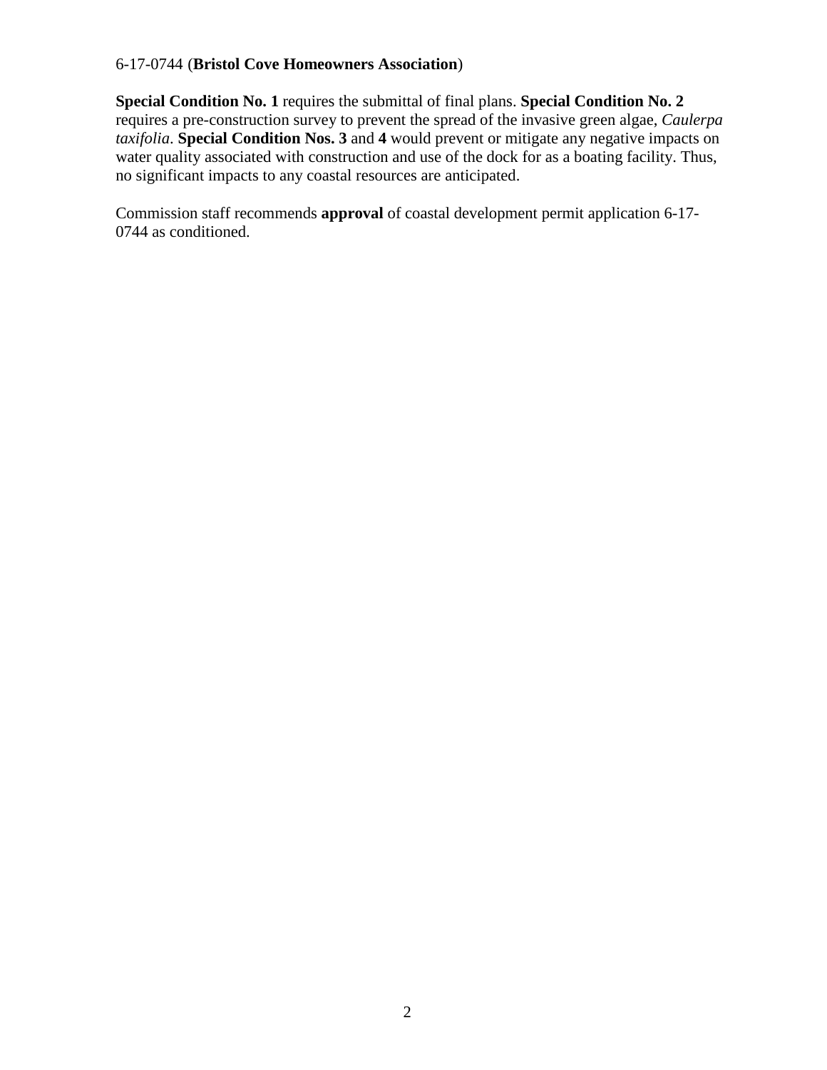6-17-0744 (**Bristol Cove Homeowners Association**)

**Special Condition No. 1** requires the submittal of final plans. **Special Condition No. 2** requires a pre-construction survey to prevent the spread of the invasive green algae, *Caulerpa taxifolia*. **Special Condition Nos. 3** and **4** would prevent or mitigate any negative impacts on water quality associated with construction and use of the dock for as a boating facility. Thus, no significant impacts to any coastal resources are anticipated.

Commission staff recommends **approval** of coastal development permit application 6-17-0744 as conditioned.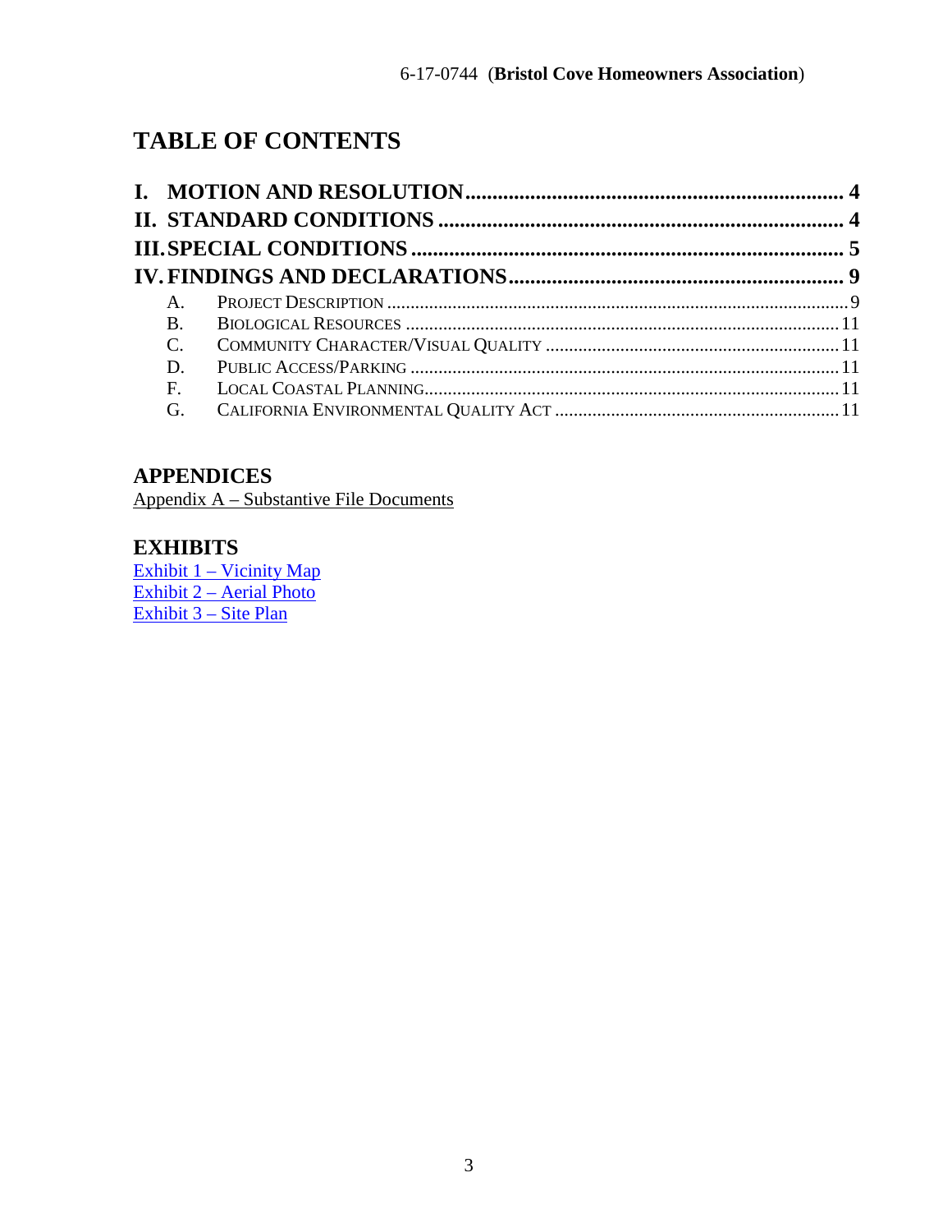# TABLE OF CONTENTS

**I. MOTION AND RESOLUTION ...................................................................... 4**

**II. STANDARD CONDITIONS ........................................................................... 4**

**III. SPECIAL CONDITIONS ............................................................................... 5**

**IV. FINDINGS AND DECLARATIONS............................................................. 9**

- A. PROJECT DESCRIPTION ....................................................................................... 9
- B. BIOLOGICAL RESOURCES ................................................................................... 11
- C. COMMUNITY CHARACTER/VISUAL QUALITY ..................................................... 11
- D. PUBLIC ACCESS/PARKING ................................................................................... 11
- F. LOCAL COASTAL PLANNING................................................................................ 11
- G. CALIFORNIA ENVIRONMENTAL QUALITY ACT ..................................................... 11

## APPENDICES

Appendix A – Substantive File Documents

## EXHIBITS

Exhibit 1 – Vicinity Map
Exhibit 2 – Aerial Photo
Exhibit 3 – Site Plan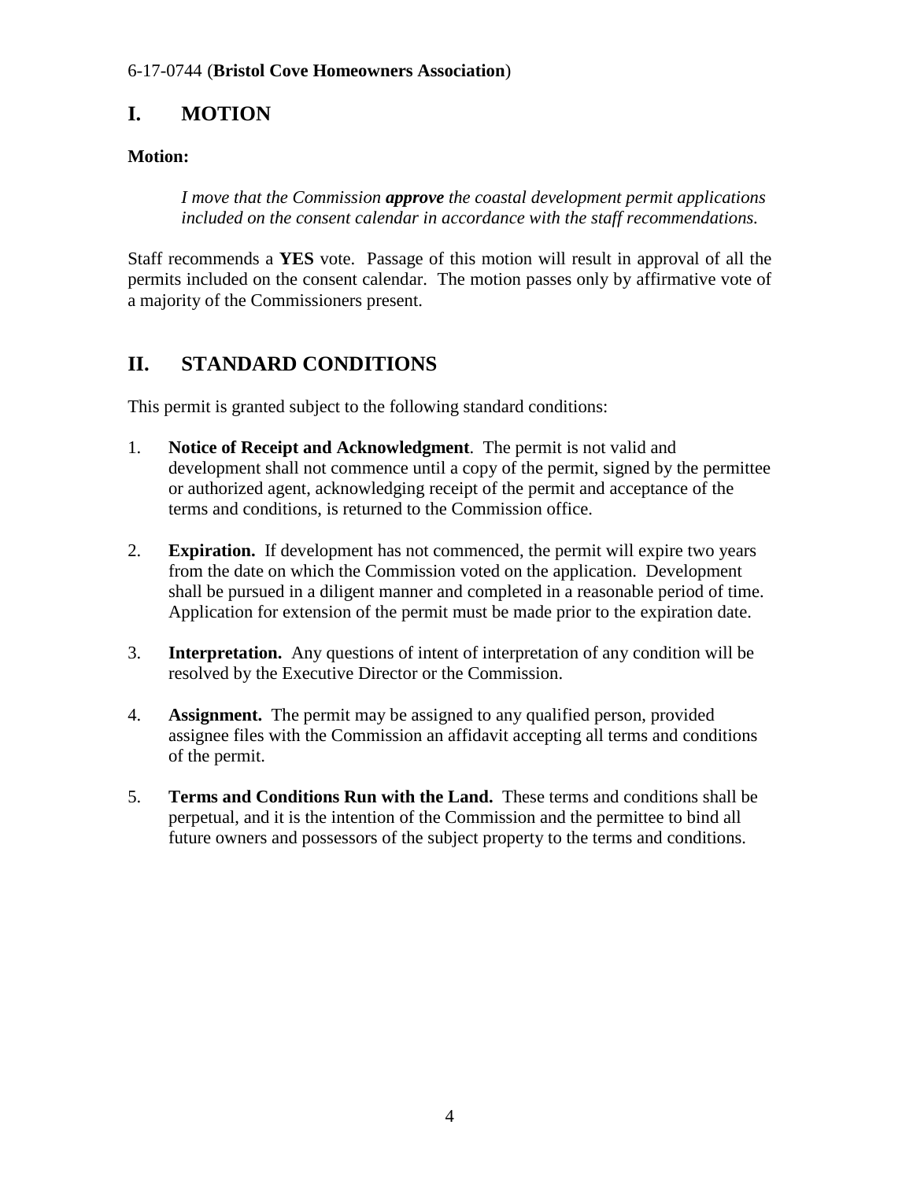6-17-0744 (**Bristol Cove Homeowners Association**)

# I. MOTION

**Motion:**

> *I move that the Commission **approve** the coastal development permit applications included on the consent calendar in accordance with the staff recommendations.*

Staff recommends a **YES** vote. Passage of this motion will result in approval of all the permits included on the consent calendar. The motion passes only by affirmative vote of a majority of the Commissioners present.

# II. STANDARD CONDITIONS

This permit is granted subject to the following standard conditions:

1. **Notice of Receipt and Acknowledgment**. The permit is not valid and development shall not commence until a copy of the permit, signed by the permittee or authorized agent, acknowledging receipt of the permit and acceptance of the terms and conditions, is returned to the Commission office.

2. **Expiration.** If development has not commenced, the permit will expire two years from the date on which the Commission voted on the application. Development shall be pursued in a diligent manner and completed in a reasonable period of time. Application for extension of the permit must be made prior to the expiration date.

3. **Interpretation.** Any questions of intent of interpretation of any condition will be resolved by the Executive Director or the Commission.

4. **Assignment.** The permit may be assigned to any qualified person, provided assignee files with the Commission an affidavit accepting all terms and conditions of the permit.

5. **Terms and Conditions Run with the Land.** These terms and conditions shall be perpetual, and it is the intention of the Commission and the permittee to bind all future owners and possessors of the subject property to the terms and conditions.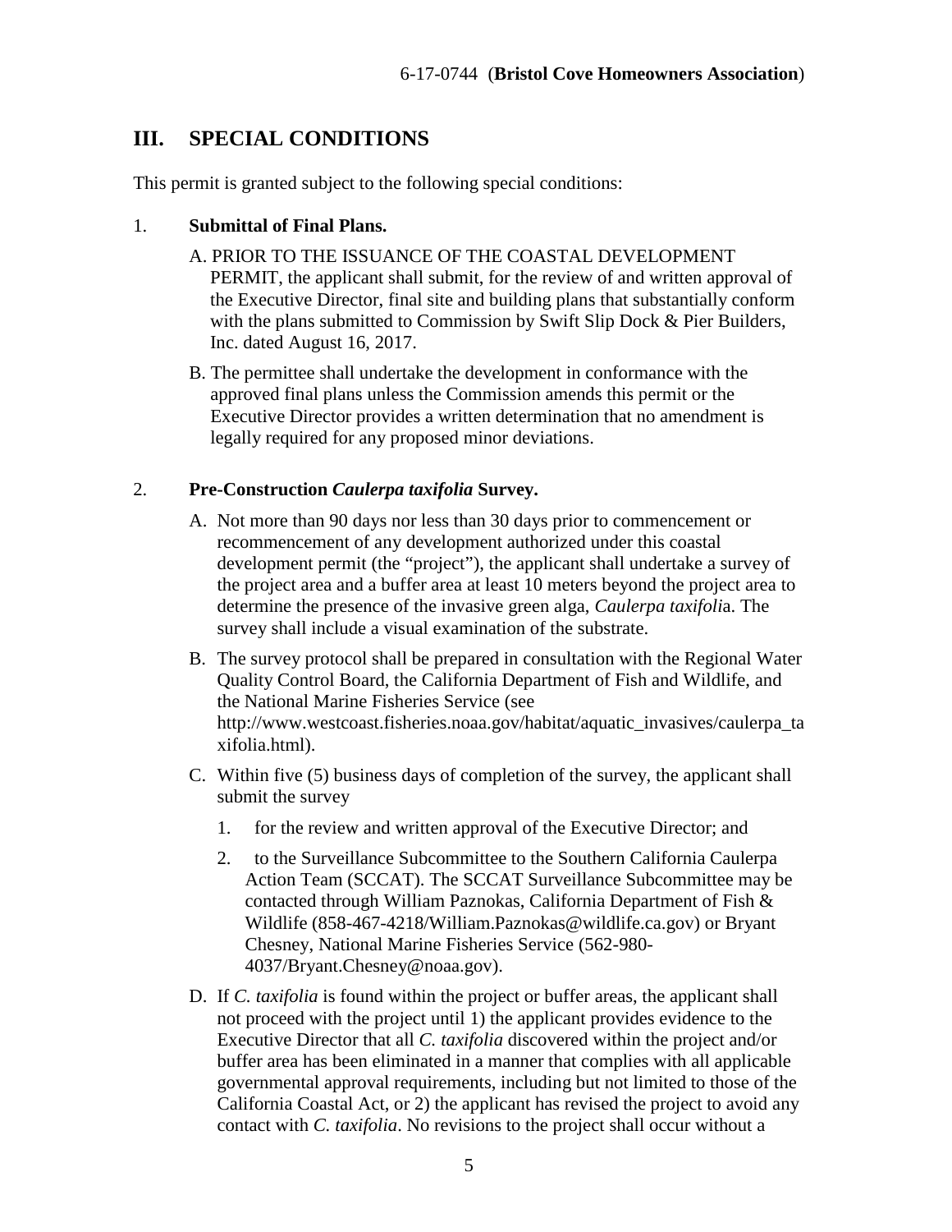## III. SPECIAL CONDITIONS

This permit is granted subject to the following special conditions:

1. **Submittal of Final Plans.**

   A. PRIOR TO THE ISSUANCE OF THE COASTAL DEVELOPMENT PERMIT, the applicant shall submit, for the review of and written approval of the Executive Director, final site and building plans that substantially conform with the plans submitted to Commission by Swift Slip Dock & Pier Builders, Inc. dated August 16, 2017.

   B. The permittee shall undertake the development in conformance with the approved final plans unless the Commission amends this permit or the Executive Director provides a written determination that no amendment is legally required for any proposed minor deviations.

2. **Pre-Construction *Caulerpa taxifolia* Survey.**

   A. Not more than 90 days nor less than 30 days prior to commencement or recommencement of any development authorized under this coastal development permit (the "project"), the applicant shall undertake a survey of the project area and a buffer area at least 10 meters beyond the project area to determine the presence of the invasive green alga, *Caulerpa taxifolia*. The survey shall include a visual examination of the substrate.

   B. The survey protocol shall be prepared in consultation with the Regional Water Quality Control Board, the California Department of Fish and Wildlife, and the National Marine Fisheries Service (see http://www.westcoast.fisheries.noaa.gov/habitat/aquatic_invasives/caulerpa_taxifolia.html).

   C. Within five (5) business days of completion of the survey, the applicant shall submit the survey

      1. for the review and written approval of the Executive Director; and

      2. to the Surveillance Subcommittee to the Southern California Caulerpa Action Team (SCCAT). The SCCAT Surveillance Subcommittee may be contacted through William Paznokas, California Department of Fish & Wildlife (858-467-4218/William.Paznokas@wildlife.ca.gov) or Bryant Chesney, National Marine Fisheries Service (562-980-4037/Bryant.Chesney@noaa.gov).

   D. If *C. taxifolia* is found within the project or buffer areas, the applicant shall not proceed with the project until 1) the applicant provides evidence to the Executive Director that all *C. taxifolia* discovered within the project and/or buffer area has been eliminated in a manner that complies with all applicable governmental approval requirements, including but not limited to those of the California Coastal Act, or 2) the applicant has revised the project to avoid any contact with *C. taxifolia*. No revisions to the project shall occur without a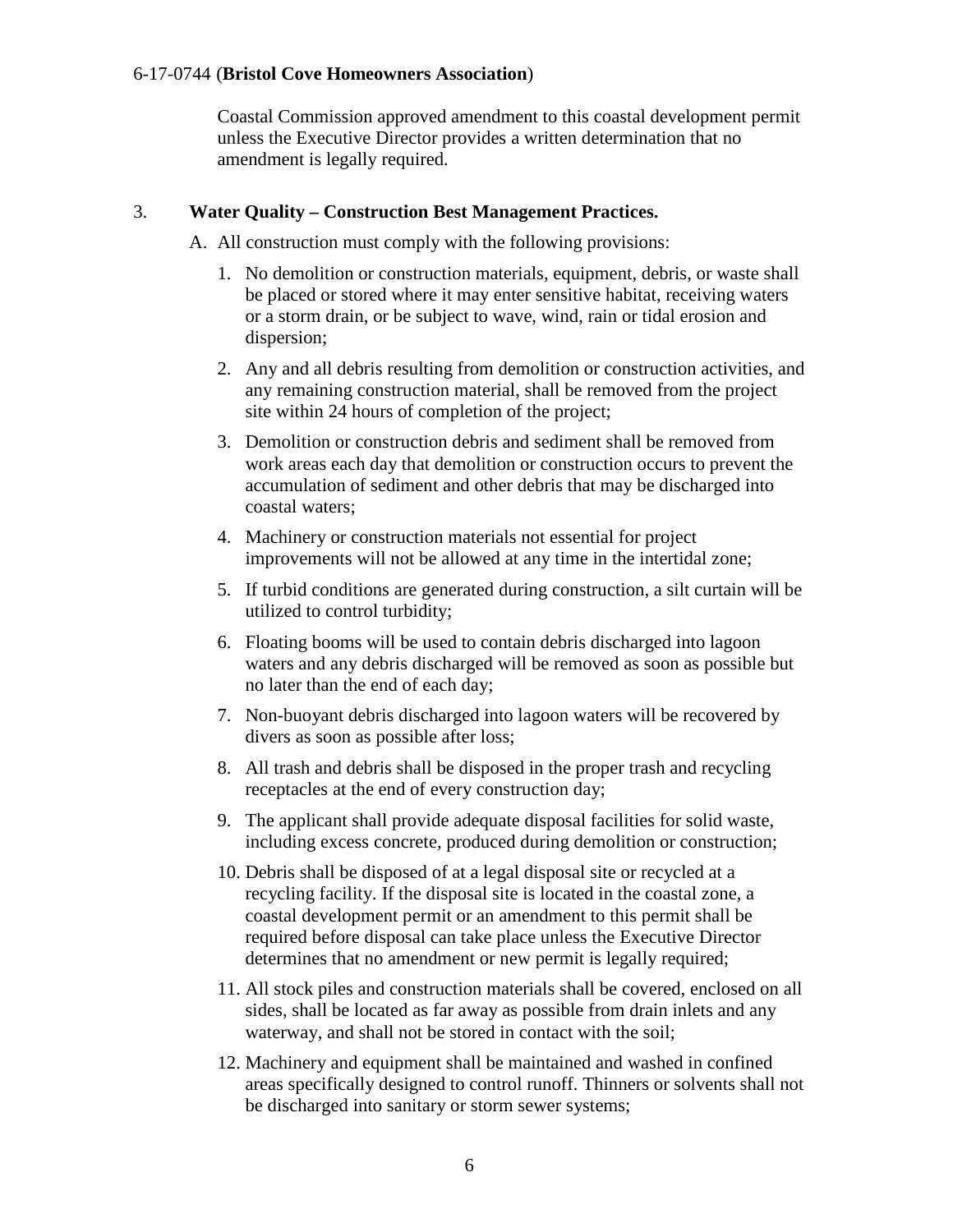Coastal Commission approved amendment to this coastal development permit unless the Executive Director provides a written determination that no amendment is legally required.

3. **Water Quality – Construction Best Management Practices.**

A. All construction must comply with the following provisions:

1. No demolition or construction materials, equipment, debris, or waste shall be placed or stored where it may enter sensitive habitat, receiving waters or a storm drain, or be subject to wave, wind, rain or tidal erosion and dispersion;
2. Any and all debris resulting from demolition or construction activities, and any remaining construction material, shall be removed from the project site within 24 hours of completion of the project;
3. Demolition or construction debris and sediment shall be removed from work areas each day that demolition or construction occurs to prevent the accumulation of sediment and other debris that may be discharged into coastal waters;
4. Machinery or construction materials not essential for project improvements will not be allowed at any time in the intertidal zone;
5. If turbid conditions are generated during construction, a silt curtain will be utilized to control turbidity;
6. Floating booms will be used to contain debris discharged into lagoon waters and any debris discharged will be removed as soon as possible but no later than the end of each day;
7. Non-buoyant debris discharged into lagoon waters will be recovered by divers as soon as possible after loss;
8. All trash and debris shall be disposed in the proper trash and recycling receptacles at the end of every construction day;
9. The applicant shall provide adequate disposal facilities for solid waste, including excess concrete, produced during demolition or construction;
10. Debris shall be disposed of at a legal disposal site or recycled at a recycling facility. If the disposal site is located in the coastal zone, a coastal development permit or an amendment to this permit shall be required before disposal can take place unless the Executive Director determines that no amendment or new permit is legally required;
11. All stock piles and construction materials shall be covered, enclosed on all sides, shall be located as far away as possible from drain inlets and any waterway, and shall not be stored in contact with the soil;
12. Machinery and equipment shall be maintained and washed in confined areas specifically designed to control runoff. Thinners or solvents shall not be discharged into sanitary or storm sewer systems;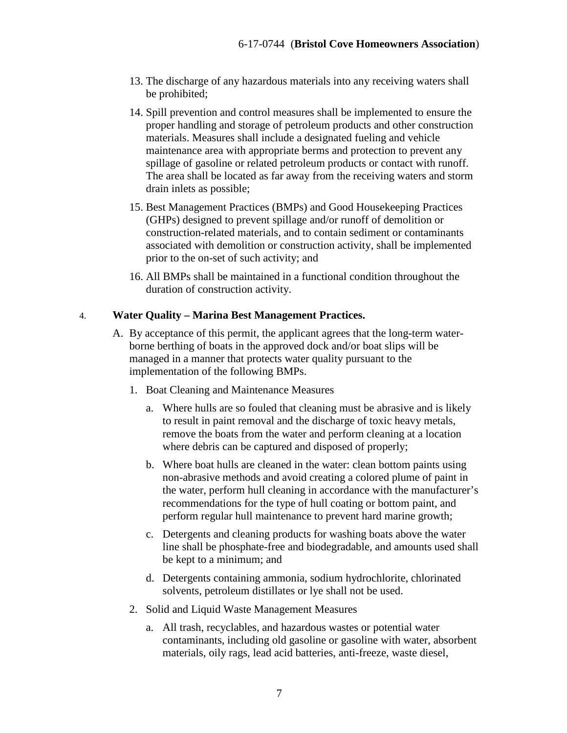13. The discharge of any hazardous materials into any receiving waters shall be prohibited;

14. Spill prevention and control measures shall be implemented to ensure the proper handling and storage of petroleum products and other construction materials. Measures shall include a designated fueling and vehicle maintenance area with appropriate berms and protection to prevent any spillage of gasoline or related petroleum products or contact with runoff. The area shall be located as far away from the receiving waters and storm drain inlets as possible;

15. Best Management Practices (BMPs) and Good Housekeeping Practices (GHPs) designed to prevent spillage and/or runoff of demolition or construction-related materials, and to contain sediment or contaminants associated with demolition or construction activity, shall be implemented prior to the on-set of such activity; and

16. All BMPs shall be maintained in a functional condition throughout the duration of construction activity.

4. **Water Quality – Marina Best Management Practices.**

A. By acceptance of this permit, the applicant agrees that the long-term water-borne berthing of boats in the approved dock and/or boat slips will be managed in a manner that protects water quality pursuant to the implementation of the following BMPs.

1. Boat Cleaning and Maintenance Measures

   a. Where hulls are so fouled that cleaning must be abrasive and is likely to result in paint removal and the discharge of toxic heavy metals, remove the boats from the water and perform cleaning at a location where debris can be captured and disposed of properly;

   b. Where boat hulls are cleaned in the water: clean bottom paints using non-abrasive methods and avoid creating a colored plume of paint in the water, perform hull cleaning in accordance with the manufacturer's recommendations for the type of hull coating or bottom paint, and perform regular hull maintenance to prevent hard marine growth;

   c. Detergents and cleaning products for washing boats above the water line shall be phosphate-free and biodegradable, and amounts used shall be kept to a minimum; and

   d. Detergents containing ammonia, sodium hydrochlorite, chlorinated solvents, petroleum distillates or lye shall not be used.

2. Solid and Liquid Waste Management Measures

   a. All trash, recyclables, and hazardous wastes or potential water contaminants, including old gasoline or gasoline with water, absorbent materials, oily rags, lead acid batteries, anti-freeze, waste diesel,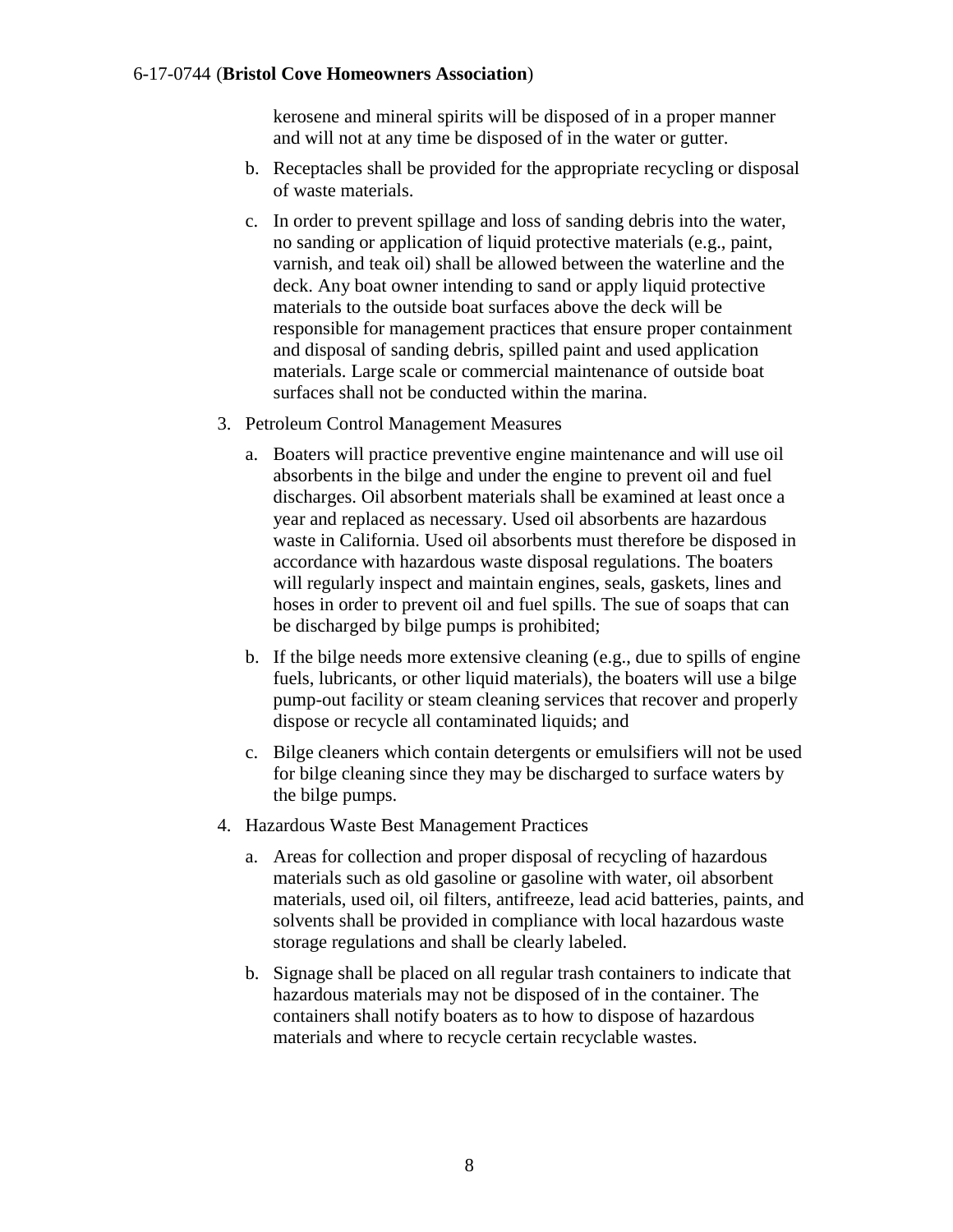kerosene and mineral spirits will be disposed of in a proper manner and will not at any time be disposed of in the water or gutter.

b. Receptacles shall be provided for the appropriate recycling or disposal of waste materials.

c. In order to prevent spillage and loss of sanding debris into the water, no sanding or application of liquid protective materials (e.g., paint, varnish, and teak oil) shall be allowed between the waterline and the deck. Any boat owner intending to sand or apply liquid protective materials to the outside boat surfaces above the deck will be responsible for management practices that ensure proper containment and disposal of sanding debris, spilled paint and used application materials. Large scale or commercial maintenance of outside boat surfaces shall not be conducted within the marina.

3. Petroleum Control Management Measures

   a. Boaters will practice preventive engine maintenance and will use oil absorbents in the bilge and under the engine to prevent oil and fuel discharges. Oil absorbent materials shall be examined at least once a year and replaced as necessary. Used oil absorbents are hazardous waste in California. Used oil absorbents must therefore be disposed in accordance with hazardous waste disposal regulations. The boaters will regularly inspect and maintain engines, seals, gaskets, lines and hoses in order to prevent oil and fuel spills. The sue of soaps that can be discharged by bilge pumps is prohibited;

   b. If the bilge needs more extensive cleaning (e.g., due to spills of engine fuels, lubricants, or other liquid materials), the boaters will use a bilge pump-out facility or steam cleaning services that recover and properly dispose or recycle all contaminated liquids; and

   c. Bilge cleaners which contain detergents or emulsifiers will not be used for bilge cleaning since they may be discharged to surface waters by the bilge pumps.

4. Hazardous Waste Best Management Practices

   a. Areas for collection and proper disposal of recycling of hazardous materials such as old gasoline or gasoline with water, oil absorbent materials, used oil, oil filters, antifreeze, lead acid batteries, paints, and solvents shall be provided in compliance with local hazardous waste storage regulations and shall be clearly labeled.

   b. Signage shall be placed on all regular trash containers to indicate that hazardous materials may not be disposed of in the container. The containers shall notify boaters as to how to dispose of hazardous materials and where to recycle certain recyclable wastes.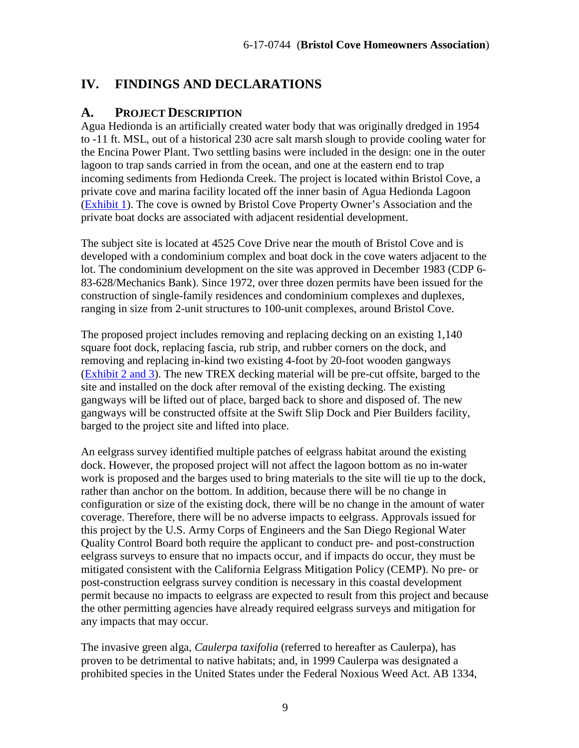## IV. FINDINGS AND DECLARATIONS

### A. PROJECT DESCRIPTION

Agua Hedionda is an artificially created water body that was originally dredged in 1954 to -11 ft. MSL, out of a historical 230 acre salt marsh slough to provide cooling water for the Encina Power Plant. Two settling basins were included in the design: one in the outer lagoon to trap sands carried in from the ocean, and one at the eastern end to trap incoming sediments from Hedionda Creek. The project is located within Bristol Cove, a private cove and marina facility located off the inner basin of Agua Hedionda Lagoon (Exhibit 1). The cove is owned by Bristol Cove Property Owner's Association and the private boat docks are associated with adjacent residential development.

The subject site is located at 4525 Cove Drive near the mouth of Bristol Cove and is developed with a condominium complex and boat dock in the cove waters adjacent to the lot. The condominium development on the site was approved in December 1983 (CDP 6-83-628/Mechanics Bank). Since 1972, over three dozen permits have been issued for the construction of single-family residences and condominium complexes and duplexes, ranging in size from 2-unit structures to 100-unit complexes, around Bristol Cove.

The proposed project includes removing and replacing decking on an existing 1,140 square foot dock, replacing fascia, rub strip, and rubber corners on the dock, and removing and replacing in-kind two existing 4-foot by 20-foot wooden gangways (Exhibit 2 and 3). The new TREX decking material will be pre-cut offsite, barged to the site and installed on the dock after removal of the existing decking. The existing gangways will be lifted out of place, barged back to shore and disposed of. The new gangways will be constructed offsite at the Swift Slip Dock and Pier Builders facility, barged to the project site and lifted into place.

An eelgrass survey identified multiple patches of eelgrass habitat around the existing dock. However, the proposed project will not affect the lagoon bottom as no in-water work is proposed and the barges used to bring materials to the site will tie up to the dock, rather than anchor on the bottom. In addition, because there will be no change in configuration or size of the existing dock, there will be no change in the amount of water coverage. Therefore, there will be no adverse impacts to eelgrass. Approvals issued for this project by the U.S. Army Corps of Engineers and the San Diego Regional Water Quality Control Board both require the applicant to conduct pre- and post-construction eelgrass surveys to ensure that no impacts occur, and if impacts do occur, they must be mitigated consistent with the California Eelgrass Mitigation Policy (CEMP). No pre- or post-construction eelgrass survey condition is necessary in this coastal development permit because no impacts to eelgrass are expected to result from this project and because the other permitting agencies have already required eelgrass surveys and mitigation for any impacts that may occur.

The invasive green alga, *Caulerpa taxifolia* (referred to hereafter as Caulerpa), has proven to be detrimental to native habitats; and, in 1999 Caulerpa was designated a prohibited species in the United States under the Federal Noxious Weed Act. AB 1334,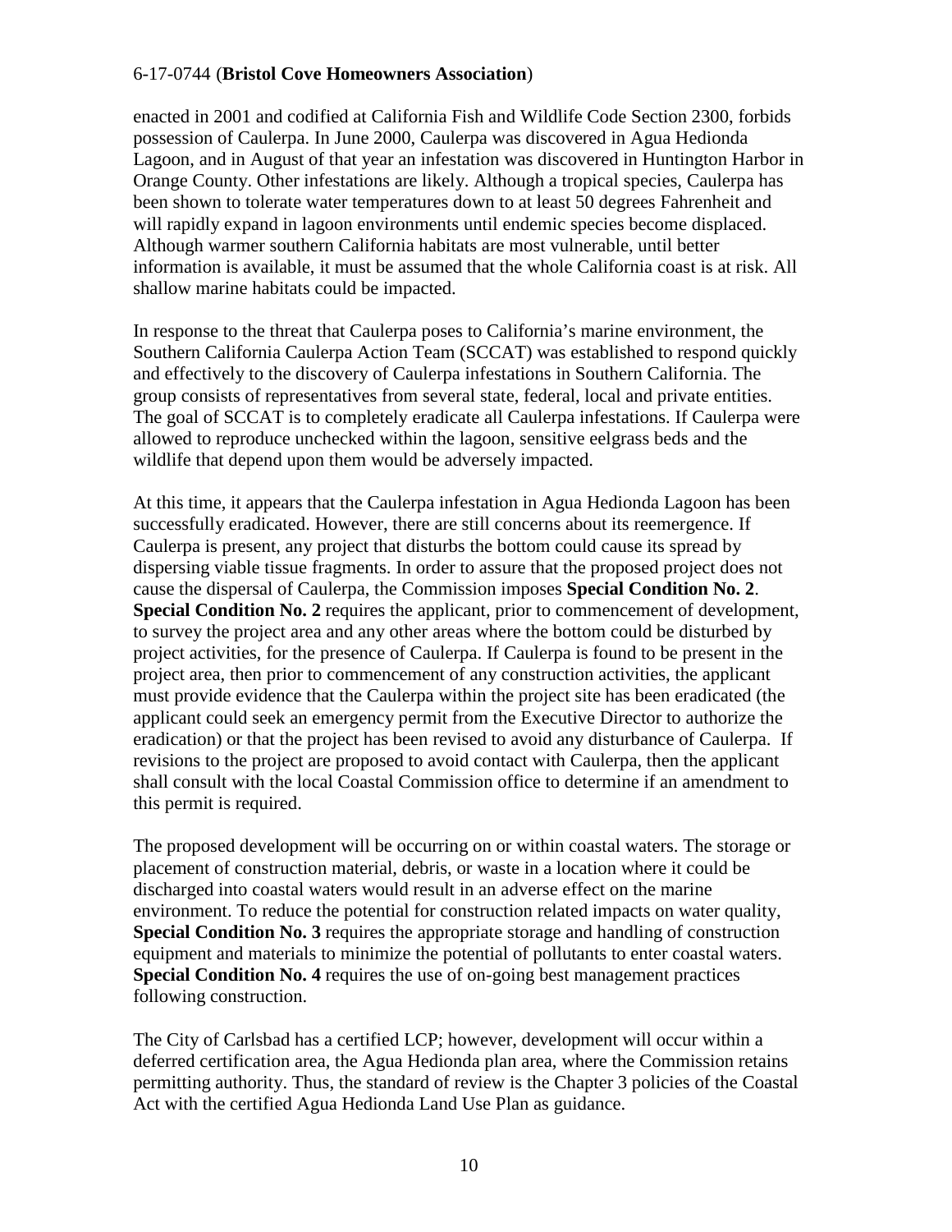enacted in 2001 and codified at California Fish and Wildlife Code Section 2300, forbids possession of Caulerpa. In June 2000, Caulerpa was discovered in Agua Hedionda Lagoon, and in August of that year an infestation was discovered in Huntington Harbor in Orange County. Other infestations are likely. Although a tropical species, Caulerpa has been shown to tolerate water temperatures down to at least 50 degrees Fahrenheit and will rapidly expand in lagoon environments until endemic species become displaced. Although warmer southern California habitats are most vulnerable, until better information is available, it must be assumed that the whole California coast is at risk. All shallow marine habitats could be impacted.

In response to the threat that Caulerpa poses to California's marine environment, the Southern California Caulerpa Action Team (SCCAT) was established to respond quickly and effectively to the discovery of Caulerpa infestations in Southern California. The group consists of representatives from several state, federal, local and private entities. The goal of SCCAT is to completely eradicate all Caulerpa infestations. If Caulerpa were allowed to reproduce unchecked within the lagoon, sensitive eelgrass beds and the wildlife that depend upon them would be adversely impacted.

At this time, it appears that the Caulerpa infestation in Agua Hedionda Lagoon has been successfully eradicated. However, there are still concerns about its reemergence. If Caulerpa is present, any project that disturbs the bottom could cause its spread by dispersing viable tissue fragments. In order to assure that the proposed project does not cause the dispersal of Caulerpa, the Commission imposes **Special Condition No. 2**. **Special Condition No. 2** requires the applicant, prior to commencement of development, to survey the project area and any other areas where the bottom could be disturbed by project activities, for the presence of Caulerpa. If Caulerpa is found to be present in the project area, then prior to commencement of any construction activities, the applicant must provide evidence that the Caulerpa within the project site has been eradicated (the applicant could seek an emergency permit from the Executive Director to authorize the eradication) or that the project has been revised to avoid any disturbance of Caulerpa. If revisions to the project are proposed to avoid contact with Caulerpa, then the applicant shall consult with the local Coastal Commission office to determine if an amendment to this permit is required.

The proposed development will be occurring on or within coastal waters. The storage or placement of construction material, debris, or waste in a location where it could be discharged into coastal waters would result in an adverse effect on the marine environment. To reduce the potential for construction related impacts on water quality, **Special Condition No. 3** requires the appropriate storage and handling of construction equipment and materials to minimize the potential of pollutants to enter coastal waters. **Special Condition No. 4** requires the use of on-going best management practices following construction.

The City of Carlsbad has a certified LCP; however, development will occur within a deferred certification area, the Agua Hedionda plan area, where the Commission retains permitting authority. Thus, the standard of review is the Chapter 3 policies of the Coastal Act with the certified Agua Hedionda Land Use Plan as guidance.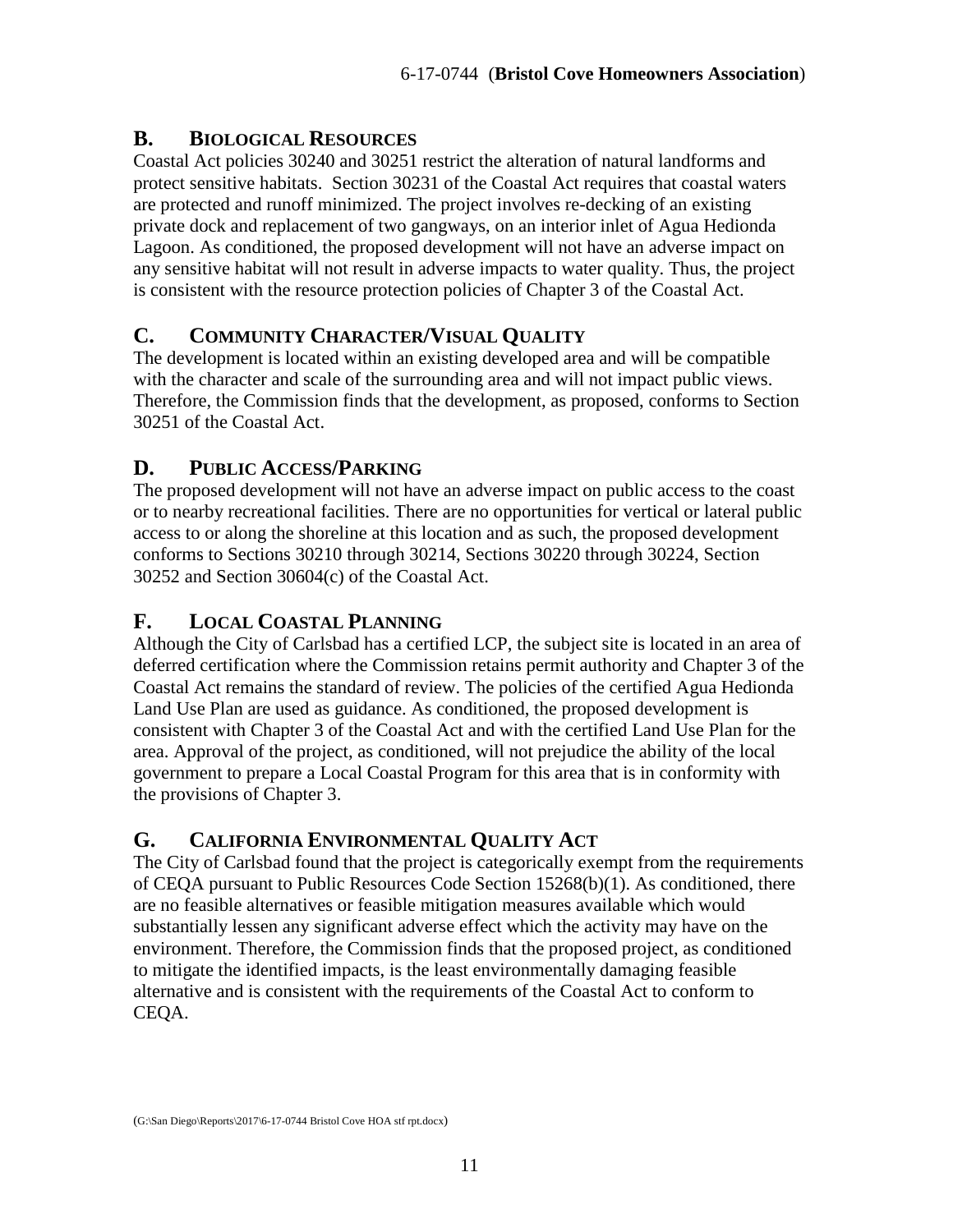## B. BIOLOGICAL RESOURCES

Coastal Act policies 30240 and 30251 restrict the alteration of natural landforms and protect sensitive habitats. Section 30231 of the Coastal Act requires that coastal waters are protected and runoff minimized. The project involves re-decking of an existing private dock and replacement of two gangways, on an interior inlet of Agua Hedionda Lagoon. As conditioned, the proposed development will not have an adverse impact on any sensitive habitat will not result in adverse impacts to water quality. Thus, the project is consistent with the resource protection policies of Chapter 3 of the Coastal Act.

## C. COMMUNITY CHARACTER/VISUAL QUALITY

The development is located within an existing developed area and will be compatible with the character and scale of the surrounding area and will not impact public views. Therefore, the Commission finds that the development, as proposed, conforms to Section 30251 of the Coastal Act.

## D. PUBLIC ACCESS/PARKING

The proposed development will not have an adverse impact on public access to the coast or to nearby recreational facilities. There are no opportunities for vertical or lateral public access to or along the shoreline at this location and as such, the proposed development conforms to Sections 30210 through 30214, Sections 30220 through 30224, Section 30252 and Section 30604(c) of the Coastal Act.

## F. LOCAL COASTAL PLANNING

Although the City of Carlsbad has a certified LCP, the subject site is located in an area of deferred certification where the Commission retains permit authority and Chapter 3 of the Coastal Act remains the standard of review. The policies of the certified Agua Hedionda Land Use Plan are used as guidance. As conditioned, the proposed development is consistent with Chapter 3 of the Coastal Act and with the certified Land Use Plan for the area. Approval of the project, as conditioned, will not prejudice the ability of the local government to prepare a Local Coastal Program for this area that is in conformity with the provisions of Chapter 3.

## G. CALIFORNIA ENVIRONMENTAL QUALITY ACT

The City of Carlsbad found that the project is categorically exempt from the requirements of CEQA pursuant to Public Resources Code Section 15268(b)(1). As conditioned, there are no feasible alternatives or feasible mitigation measures available which would substantially lessen any significant adverse effect which the activity may have on the environment. Therefore, the Commission finds that the proposed project, as conditioned to mitigate the identified impacts, is the least environmentally damaging feasible alternative and is consistent with the requirements of the Coastal Act to conform to CEQA.

(G:\San Diego\Reports\2017\6-17-0744 Bristol Cove HOA stf rpt.docx)